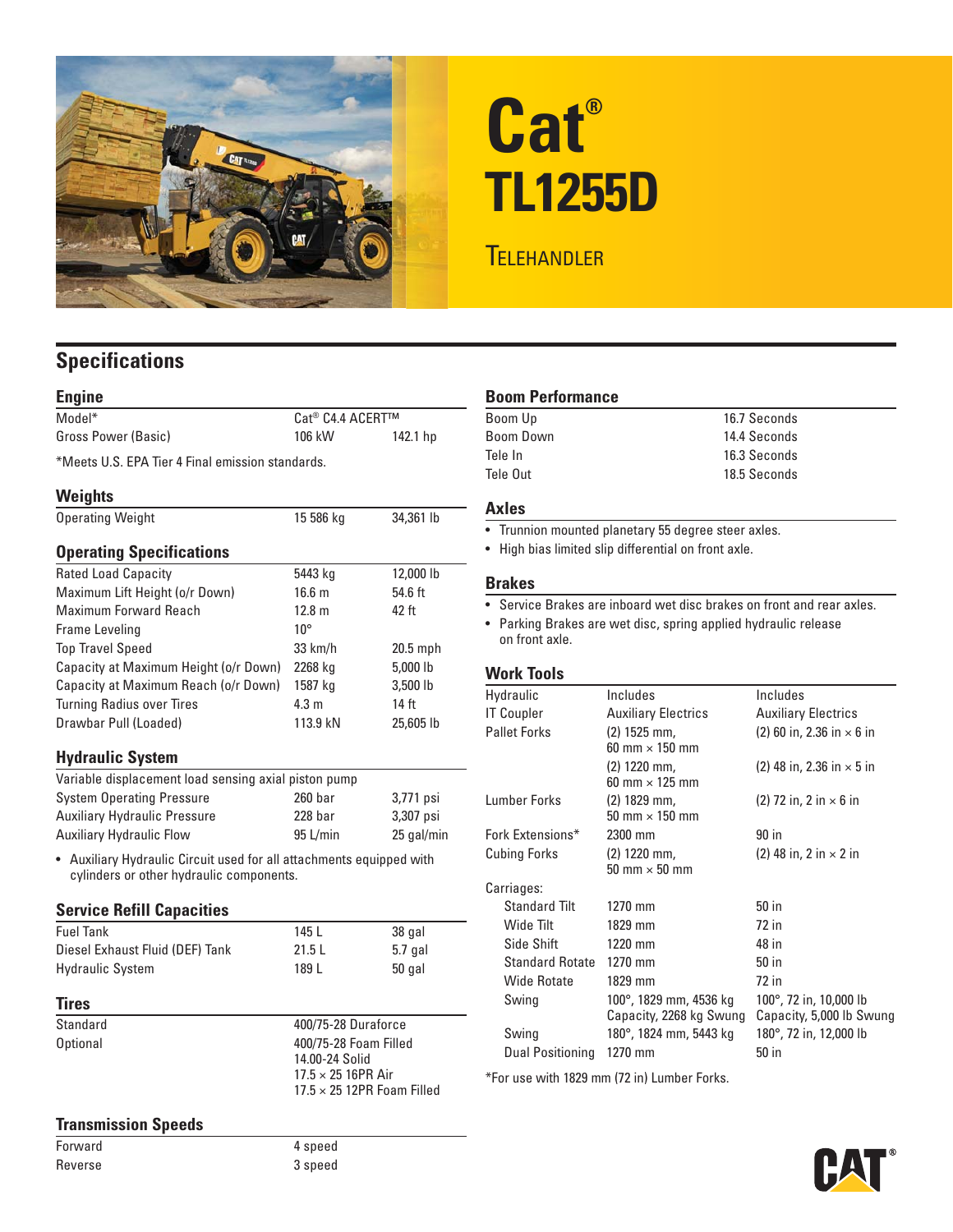# Cat® TL1255D

## Telehandler

## Specifications

### Engine

| | | |
|---|---|---|
| Model* | Cat® C4.4 ACERT™ | |
| Gross Power (Basic) | 106 kW | 142.1 hp |

*Meets U.S. EPA Tier 4 Final emission standards.

### Weights

| | | |
|---|---|---|
| Operating Weight | 15 586 kg | 34,361 lb |

### Operating Specifications

| | | |
|---|---|---|
| Rated Load Capacity | 5443 kg | 12,000 lb |
| Maximum Lift Height (o/r Down) | 16.6 m | 54.6 ft |
| Maximum Forward Reach | 12.8 m | 42 ft |
| Frame Leveling | 10° | |
| Top Travel Speed | 33 km/h | 20.5 mph |
| Capacity at Maximum Height (o/r Down) | 2268 kg | 5,000 lb |
| Capacity at Maximum Reach (o/r Down) | 1587 kg | 3,500 lb |
| Turning Radius over Tires | 4.3 m | 14 ft |
| Drawbar Pull (Loaded) | 113.9 kN | 25,605 lb |

### Hydraulic System

Variable displacement load sensing axial piston pump

| | | |
|---|---|---|
| System Operating Pressure | 260 bar | 3,771 psi |
| Auxiliary Hydraulic Pressure | 228 bar | 3,307 psi |
| Auxiliary Hydraulic Flow | 95 L/min | 25 gal/min |

- Auxiliary Hydraulic Circuit used for all attachments equipped with cylinders or other hydraulic components.

### Service Refill Capacities

| | | |
|---|---|---|
| Fuel Tank | 145 L | 38 gal |
| Diesel Exhaust Fluid (DEF) Tank | 21.5 L | 5.7 gal |
| Hydraulic System | 189 L | 50 gal |

### Tires

| | |
|---|---|
| Standard | 400/75-28 Duraforce |
| Optional | 400/75-28 Foam Filled<br>14.00-24 Solid<br>17.5 × 25 16PR Air<br>17.5 × 25 12PR Foam Filled |

### Transmission Speeds

| | |
|---|---|
| Forward | 4 speed |
| Reverse | 3 speed |

### Boom Performance

| | |
|---|---|
| Boom Up | 16.7 Seconds |
| Boom Down | 14.4 Seconds |
| Tele In | 16.3 Seconds |
| Tele Out | 18.5 Seconds |

### Axles

- Trunnion mounted planetary 55 degree steer axles.
- High bias limited slip differential on front axle.

### Brakes

- Service Brakes are inboard wet disc brakes on front and rear axles.
- Parking Brakes are wet disc, spring applied hydraulic release on front axle.

### Work Tools

| | | |
|---|---|---|
| Hydraulic | Includes | Includes |
| IT Coupler | Auxiliary Electrics | Auxiliary Electrics |
| Pallet Forks | (2) 1525 mm, 60 mm × 150 mm | (2) 60 in, 2.36 in × 6 in |
| | (2) 1220 mm, 60 mm × 125 mm | (2) 48 in, 2.36 in × 5 in |
| Lumber Forks | (2) 1829 mm, 50 mm × 150 mm | (2) 72 in, 2 in × 6 in |
| Fork Extensions* | 2300 mm | 90 in |
| Cubing Forks | (2) 1220 mm, 50 mm × 50 mm | (2) 48 in, 2 in × 2 in |
| Carriages: | | |
| Standard Tilt | 1270 mm | 50 in |
| Wide Tilt | 1829 mm | 72 in |
| Side Shift | 1220 mm | 48 in |
| Standard Rotate | 1270 mm | 50 in |
| Wide Rotate | 1829 mm | 72 in |
| Swing | 100°, 1829 mm, 4536 kg Capacity, 2268 kg Swung | 100°, 72 in, 10,000 lb Capacity, 5,000 lb Swung |
| Swing | 180°, 1824 mm, 5443 kg | 180°, 72 in, 12,000 lb |
| Dual Positioning | 1270 mm | 50 in |

*For use with 1829 mm (72 in) Lumber Forks.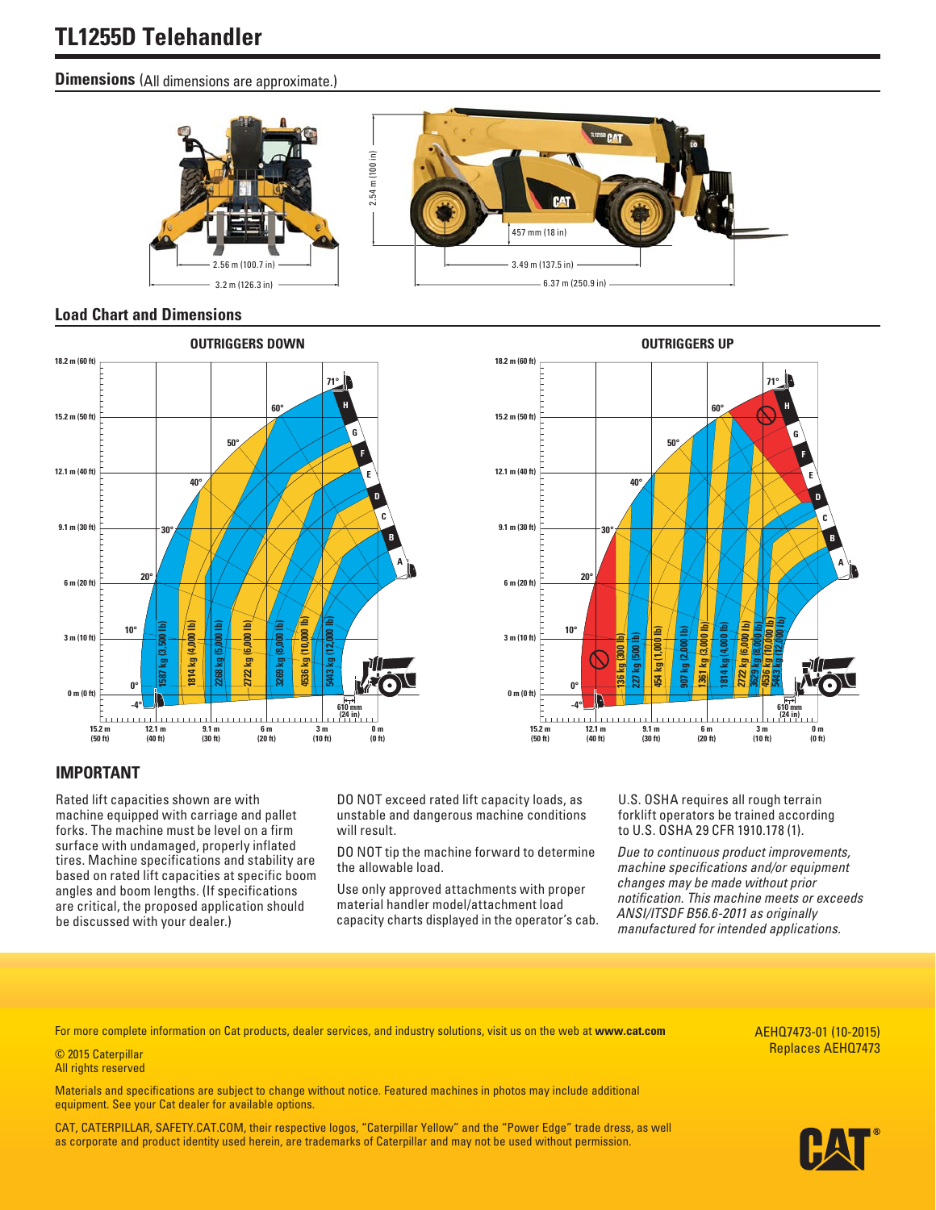# TL1255D Telehandler

## Dimensions (All dimensions are approximate.)

2.56 m (100.7 in)
3.2 m (126.3 in)
2.54 m (100 in)
457 mm (18 in)
3.49 m (137.5 in)
6.37 m (250.9 in)

## Load Chart and Dimensions

**OUTRIGGERS DOWN**

18.2 m (60 ft)
15.2 m (50 ft)
12.1 m (40 ft)
9.1 m (30 ft)
6 m (20 ft)
3 m (10 ft)
0 m (0 ft)

71°
60°
50°
40°
30°
20°
10°
0°
-4°

H
G
F
E
D
C
B
A

1587 kg (3,500 lb)
1814 kg (4,000 lb)
2268 kg (5,000 lb)
2722 kg (6,000 lb)
3269 kg (8,000 lb)
4536 kg (10,000 lb)
5443 kg (12,000 lb)

610 mm (24 in)

15.2 m (50 ft)
12.1 m (40 ft)
9.1 m (30 ft)
6 m (20 ft)
3 m (10 ft)
0 m (0 ft)

**OUTRIGGERS UP**

18.2 m (60 ft)
15.2 m (50 ft)
12.1 m (40 ft)
9.1 m (30 ft)
6 m (20 ft)
3 m (10 ft)
0 m (0 ft)

71°
60°
50°
40°
30°
20°
10°
0°
-4°

H
G
F
E
D
C
B
A

136 kg (300 lb)
227 kg (500 lb)
454 kg (1,000 lb)
907 kg (2,000 lb)
1361 kg (3,000 lb)
1814 kg (4,000 lb)
2722 kg (6,000 lb)
3629 kg (8,000 lb)
4536 kg (10,000 lb)
5443 kg (12,000 lb)

610 mm (24 in)

15.2 m (50 ft)
12.1 m (40 ft)
9.1 m (30 ft)
6 m (20 ft)
3 m (10 ft)
0 m (0 ft)

## IMPORTANT

Rated lift capacities shown are with machine equipped with carriage and pallet forks. The machine must be level on a firm surface with undamaged, properly inflated tires. Machine specifications and stability are based on rated lift capacities at specific boom angles and boom lengths. (If specifications are critical, the proposed application should be discussed with your dealer.)

DO NOT exceed rated lift capacity loads, as unstable and dangerous machine conditions will result.

DO NOT tip the machine forward to determine the allowable load.

Use only approved attachments with proper material handler model/attachment load capacity charts displayed in the operator's cab.

U.S. OSHA requires all rough terrain forklift operators be trained according to U.S. OSHA 29 CFR 1910.178 (1).

*Due to continuous product improvements, machine specifications and/or equipment changes may be made without prior notification. This machine meets or exceeds ANSI/ITSDF B56.6-2011 as originally manufactured for intended applications.*

For more complete information on Cat products, dealer services, and industry solutions, visit us on the web at **www.cat.com**

© 2015 Caterpillar
All rights reserved

AEHQ7473-01 (10-2015)
Replaces AEHQ7473

Materials and specifications are subject to change without notice. Featured machines in photos may include additional equipment. See your Cat dealer for available options.

CAT, CATERPILLAR, SAFETY.CAT.COM, their respective logos, "Caterpillar Yellow" and the "Power Edge" trade dress, as well as corporate and product identity used herein, are trademarks of Caterpillar and may not be used without permission.